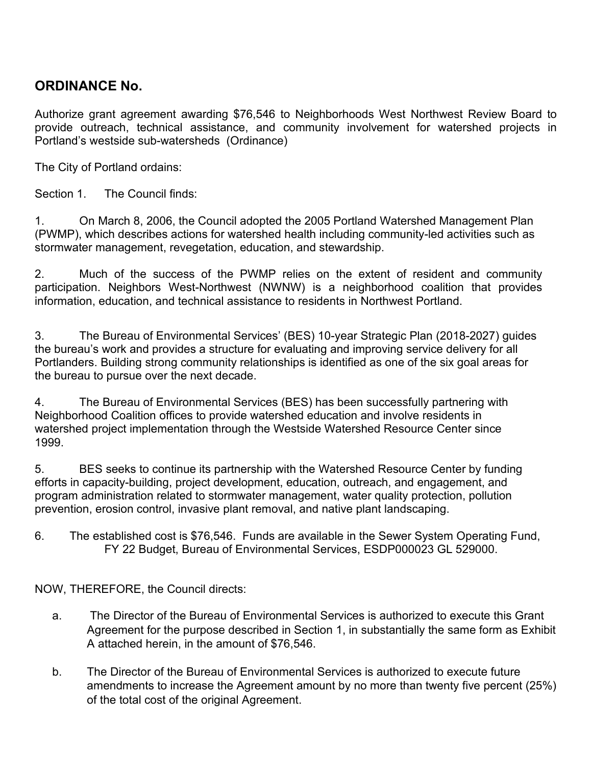## ORDINANCE No.

Authorize grant agreement awarding $76,546 to Neighborhoods West Northwest Review Board to provide outreach, technical assistance, and community involvement for watershed projects in Portland's westside sub-watersheds (Ordinance)

The City of Portland ordains:

Section 1. The Council finds:

1. On March 8, 2006, the Council adopted the 2005 Portland Watershed Management Plan (PWMP), which describes actions for watershed health including community-led activities such as stormwater management, revegetation, education, and stewardship.

2. Much of the success of the PWMP relies on the extent of resident and community participation. Neighbors West-Northwest (NWNW) is a neighborhood coalition that provides information, education, and technical assistance to residents in Northwest Portland.

3. The Bureau of Environmental Services' (BES) 10-year Strategic Plan (2018-2027) guides the bureau's work and provides a structure for evaluating and improving service delivery for all Portlanders. Building strong community relationships is identified as one of the six goal areas for the bureau to pursue over the next decade.

4. The Bureau of Environmental Services (BES) has been successfully partnering with Neighborhood Coalition offices to provide watershed education and involve residents in watershed project implementation through the Westside Watershed Resource Center since 1999.

5. BES seeks to continue its partnership with the Watershed Resource Center by funding efforts in capacity-building, project development, education, outreach, and engagement, and program administration related to stormwater management, water quality protection, pollution prevention, erosion control, invasive plant removal, and native plant landscaping.

6. The established cost is $76,546. Funds are available in the Sewer System Operating Fund, FY 22 Budget, Bureau of Environmental Services, ESDP000023 GL 529000.

NOW, THEREFORE, the Council directs:

a. The Director of the Bureau of Environmental Services is authorized to execute this Grant Agreement for the purpose described in Section 1, in substantially the same form as Exhibit A attached herein, in the amount of $76,546.

b. The Director of the Bureau of Environmental Services is authorized to execute future amendments to increase the Agreement amount by no more than twenty five percent (25%) of the total cost of the original Agreement.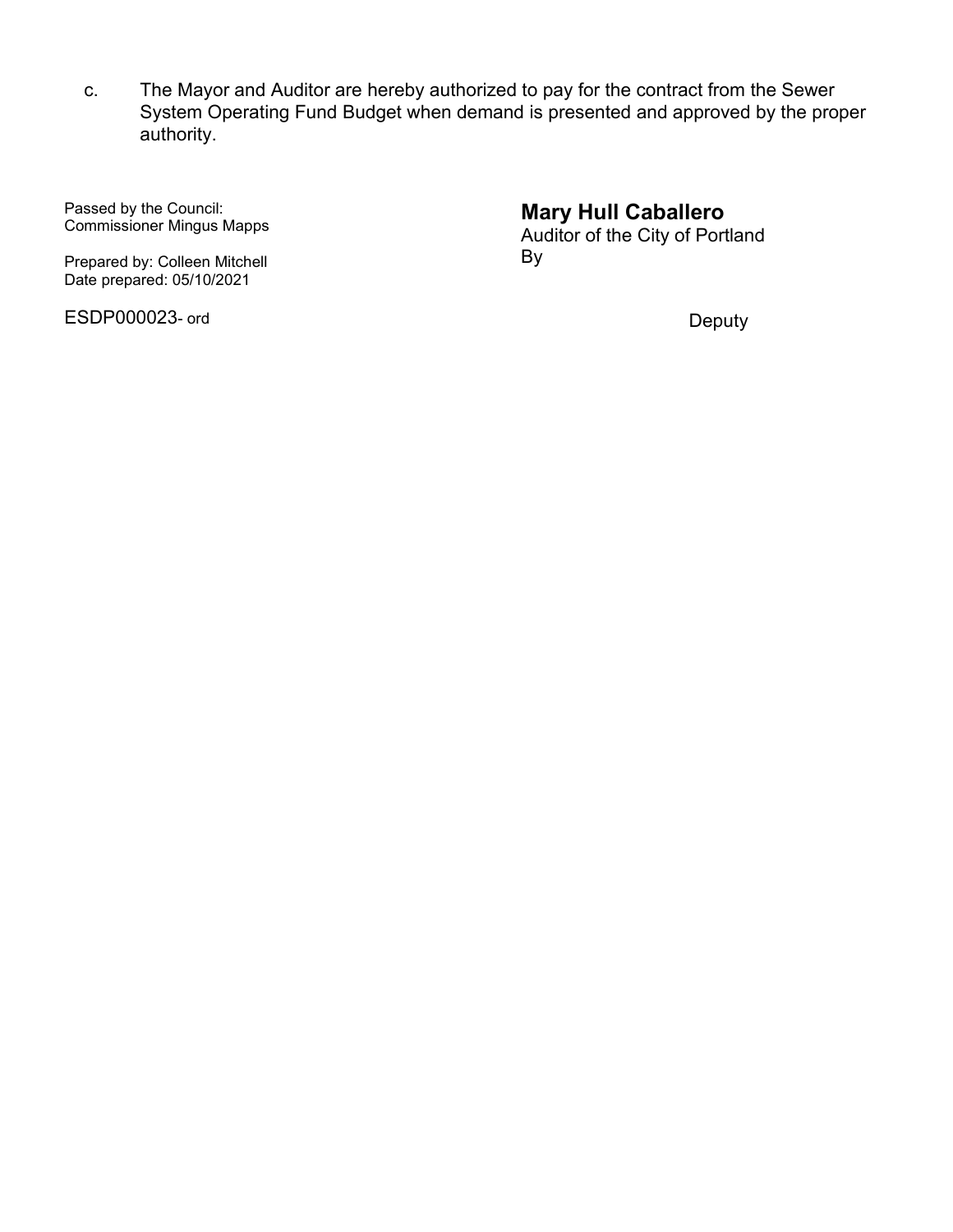c. The Mayor and Auditor are hereby authorized to pay for the contract from the Sewer System Operating Fund Budget when demand is presented and approved by the proper authority.

Passed by the Council:
Commissioner Mingus Mapps

Prepared by: Colleen Mitchell
Date prepared: 05/10/2021

ESDP000023- ord

**Mary Hull Caballero**
Auditor of the City of Portland
By

Deputy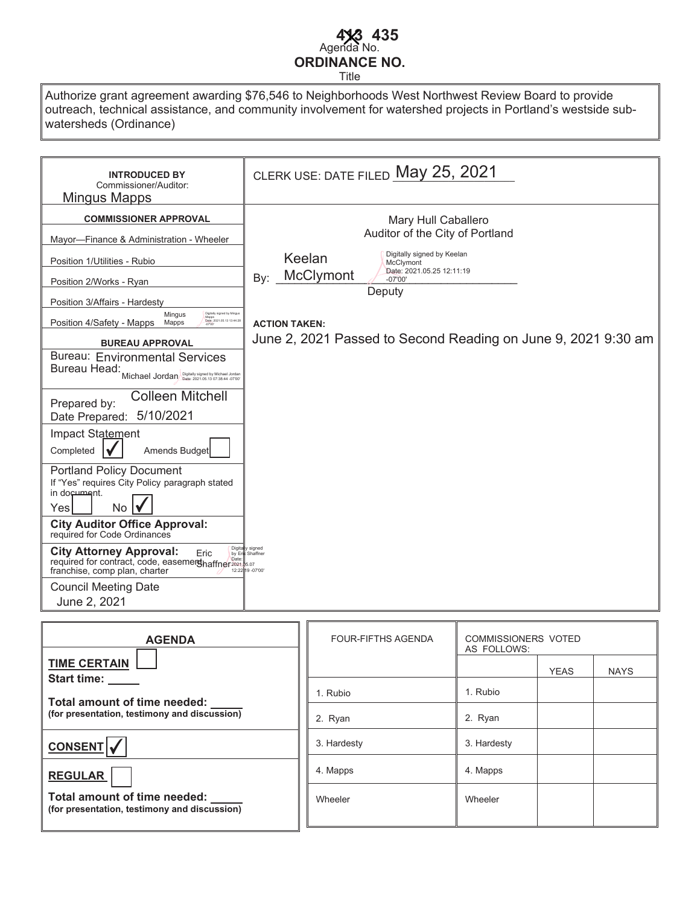~~413~~ 435

Agenda No.

**ORDINANCE NO.**

Title

Authorize grant agreement awarding $76,546 to Neighborhoods West Northwest Review Board to provide outreach, technical assistance, and community involvement for watershed projects in Portland's westside sub-watersheds (Ordinance)

| | |
|---|---|
| **INTRODUCED BY** Commissioner/Auditor: Mingus Mapps | CLERK USE: DATE FILED May 25, 2021 |
| **COMMISSIONER APPROVAL** | Mary Hull Caballero<br>Auditor of the City of Portland |
| Mayor—Finance & Administration - Wheeler | |
| Position 1/Utilities - Rubio | By: Keelan McClymont (Digitally signed by Keelan McClymont Date: 2021.05.25 12:11:19 -07'00')<br>Deputy |
| Position 2/Works - Ryan | |
| Position 3/Affairs - Hardesty | |
| Position 4/Safety - Mapps Mingus Mapps (Digitally signed by Mingus Mapps Date: 2021.05.13 13:44:28 -07'00') | **ACTION TAKEN:** |
| **BUREAU APPROVAL** | June 2, 2021 Passed to Second Reading on June 9, 2021 9:30 am |
| Bureau: Environmental Services<br>Bureau Head: Michael Jordan (Digitally signed by Michael Jordan Date: 2021.05.13 07:38:44 -07'00') | |
| Prepared by: Colleen Mitchell<br>Date Prepared: 5/10/2021 | |
| Impact Statement<br>Completed ☑ Amends Budget ☐ | |
| Portland Policy Document<br>If "Yes" requires City Policy paragraph stated in document.<br>Yes ☐ No ☑ | |
| **City Auditor Office Approval:** required for Code Ordinances | |
| **City Attorney Approval:** required for contract, code, easement, franchise, comp plan, charter Eric Shaffner (Digitally signed by Eric Shaffner Date: 2021.05.07 12:22:19 -07'00') | |
| Council Meeting Date<br>June 2, 2021 | |

| **AGENDA** |
|---|
| **TIME CERTAIN** ☐<br>**Start time:** _____<br>**Total amount of time needed:** _____<br>**(for presentation, testimony and discussion)** |
| **CONSENT** ☑ |
| **REGULAR** ☐<br>**Total amount of time needed:** _____<br>**(for presentation, testimony and discussion)** |

| FOUR-FIFTHS AGENDA | COMMISSIONERS VOTED AS FOLLOWS: | | |
|---|---|---|---|
| | | YEAS | NAYS |
| 1. Rubio | 1. Rubio | | |
| 2. Ryan | 2. Ryan | | |
| 3. Hardesty | 3. Hardesty | | |
| 4. Mapps | 4. Mapps | | |
| Wheeler | Wheeler | | |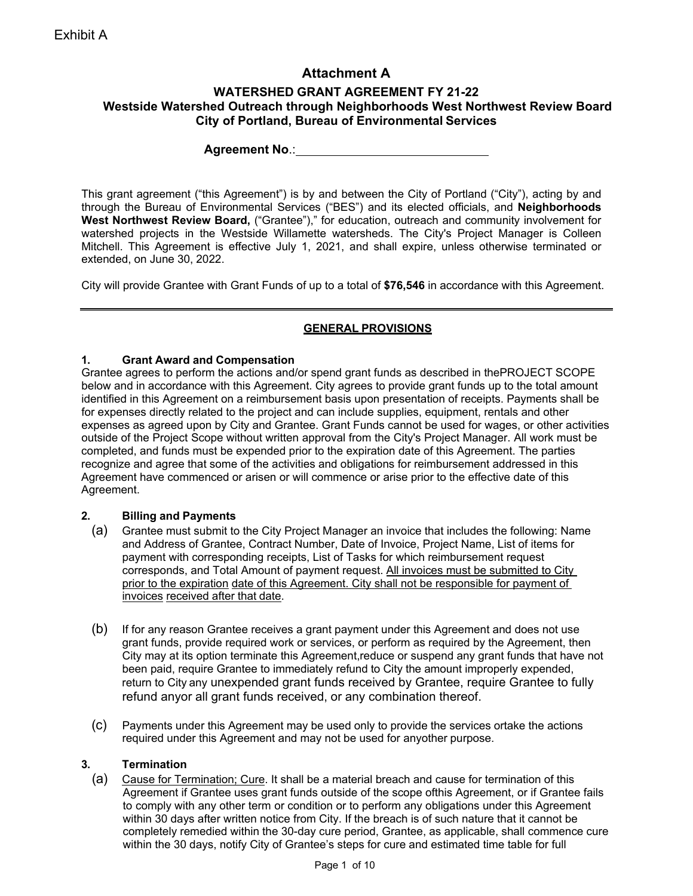Exhibit A

# Attachment A

## WATERSHED GRANT AGREEMENT FY 21-22
## Westside Watershed Outreach through Neighborhoods West Northwest Review Board
## City of Portland, Bureau of Environmental Services

**Agreement No**.:______________________________

This grant agreement ("this Agreement") is by and between the City of Portland ("City"), acting by and through the Bureau of Environmental Services ("BES") and its elected officials, and **Neighborhoods West Northwest Review Board,** ("Grantee")," for education, outreach and community involvement for watershed projects in the Westside Willamette watersheds. The City's Project Manager is Colleen Mitchell. This Agreement is effective July 1, 2021, and shall expire, unless otherwise terminated or extended, on June 30, 2022.

City will provide Grantee with Grant Funds of up to a total of **$76,546** in accordance with this Agreement.

---

## GENERAL PROVISIONS

### 1. Grant Award and Compensation

Grantee agrees to perform the actions and/or spend grant funds as described in thePROJECT SCOPE below and in accordance with this Agreement. City agrees to provide grant funds up to the total amount identified in this Agreement on a reimbursement basis upon presentation of receipts. Payments shall be for expenses directly related to the project and can include supplies, equipment, rentals and other expenses as agreed upon by City and Grantee. Grant Funds cannot be used for wages, or other activities outside of the Project Scope without written approval from the City's Project Manager. All work must be completed, and funds must be expended prior to the expiration date of this Agreement. The parties recognize and agree that some of the activities and obligations for reimbursement addressed in this Agreement have commenced or arisen or will commence or arise prior to the effective date of this Agreement.

### 2. Billing and Payments

(a) Grantee must submit to the City Project Manager an invoice that includes the following: Name and Address of Grantee, Contract Number, Date of Invoice, Project Name, List of items for payment with corresponding receipts, List of Tasks for which reimbursement request corresponds, and Total Amount of payment request. <u>All invoices must be submitted to City prior to the expiration date of this Agreement. City shall not be responsible for payment of invoices received after that date</u>.

(b) If for any reason Grantee receives a grant payment under this Agreement and does not use grant funds, provide required work or services, or perform as required by the Agreement, then City may at its option terminate this Agreement,reduce or suspend any grant funds that have not been paid, require Grantee to immediately refund to City the amount improperly expended, return to City any unexpended grant funds received by Grantee, require Grantee to fully refund anyor all grant funds received, or any combination thereof.

(c) Payments under this Agreement may be used only to provide the services ortake the actions required under this Agreement and may not be used for anyother purpose.

### 3. Termination

(a) <u>Cause for Termination; Cure</u>. It shall be a material breach and cause for termination of this Agreement if Grantee uses grant funds outside of the scope ofthis Agreement, or if Grantee fails to comply with any other term or condition or to perform any obligations under this Agreement within 30 days after written notice from City. If the breach is of such nature that it cannot be completely remedied within the 30-day cure period, Grantee, as applicable, shall commence cure within the 30 days, notify City of Grantee's steps for cure and estimated time table for full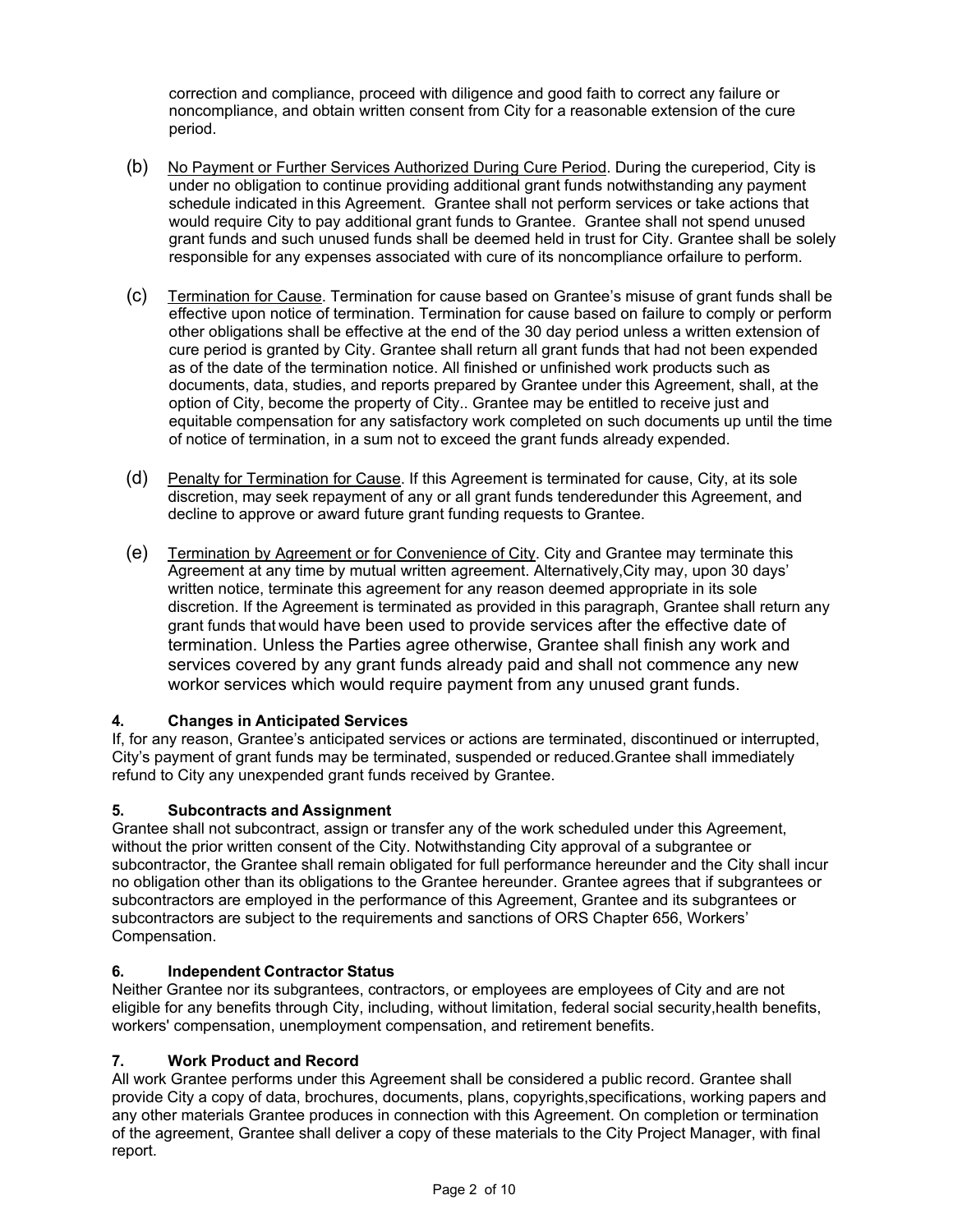correction and compliance, proceed with diligence and good faith to correct any failure or noncompliance, and obtain written consent from City for a reasonable extension of the cure period.

(b) No Payment or Further Services Authorized During Cure Period. During the cureperiod, City is under no obligation to continue providing additional grant funds notwithstanding any payment schedule indicated in this Agreement. Grantee shall not perform services or take actions that would require City to pay additional grant funds to Grantee. Grantee shall not spend unused grant funds and such unused funds shall be deemed held in trust for City. Grantee shall be solely responsible for any expenses associated with cure of its noncompliance orfailure to perform.

(c) Termination for Cause. Termination for cause based on Grantee's misuse of grant funds shall be effective upon notice of termination. Termination for cause based on failure to comply or perform other obligations shall be effective at the end of the 30 day period unless a written extension of cure period is granted by City. Grantee shall return all grant funds that had not been expended as of the date of the termination notice. All finished or unfinished work products such as documents, data, studies, and reports prepared by Grantee under this Agreement, shall, at the option of City, become the property of City.. Grantee may be entitled to receive just and equitable compensation for any satisfactory work completed on such documents up until the time of notice of termination, in a sum not to exceed the grant funds already expended.

(d) Penalty for Termination for Cause. If this Agreement is terminated for cause, City, at its sole discretion, may seek repayment of any or all grant funds tenderedunder this Agreement, and decline to approve or award future grant funding requests to Grantee.

(e) Termination by Agreement or for Convenience of City. City and Grantee may terminate this Agreement at any time by mutual written agreement. Alternatively,City may, upon 30 days' written notice, terminate this agreement for any reason deemed appropriate in its sole discretion. If the Agreement is terminated as provided in this paragraph, Grantee shall return any grant funds that would have been used to provide services after the effective date of termination. Unless the Parties agree otherwise, Grantee shall finish any work and services covered by any grant funds already paid and shall not commence any new workor services which would require payment from any unused grant funds.

**4. Changes in Anticipated Services**

If, for any reason, Grantee's anticipated services or actions are terminated, discontinued or interrupted, City's payment of grant funds may be terminated, suspended or reduced.Grantee shall immediately refund to City any unexpended grant funds received by Grantee.

**5. Subcontracts and Assignment**

Grantee shall not subcontract, assign or transfer any of the work scheduled under this Agreement, without the prior written consent of the City. Notwithstanding City approval of a subgrantee or subcontractor, the Grantee shall remain obligated for full performance hereunder and the City shall incur no obligation other than its obligations to the Grantee hereunder. Grantee agrees that if subgrantees or subcontractors are employed in the performance of this Agreement, Grantee and its subgrantees or subcontractors are subject to the requirements and sanctions of ORS Chapter 656, Workers' Compensation.

**6. Independent Contractor Status**

Neither Grantee nor its subgrantees, contractors, or employees are employees of City and are not eligible for any benefits through City, including, without limitation, federal social security,health benefits, workers' compensation, unemployment compensation, and retirement benefits.

**7. Work Product and Record**

All work Grantee performs under this Agreement shall be considered a public record. Grantee shall provide City a copy of data, brochures, documents, plans, copyrights,specifications, working papers and any other materials Grantee produces in connection with this Agreement. On completion or termination of the agreement, Grantee shall deliver a copy of these materials to the City Project Manager, with final report.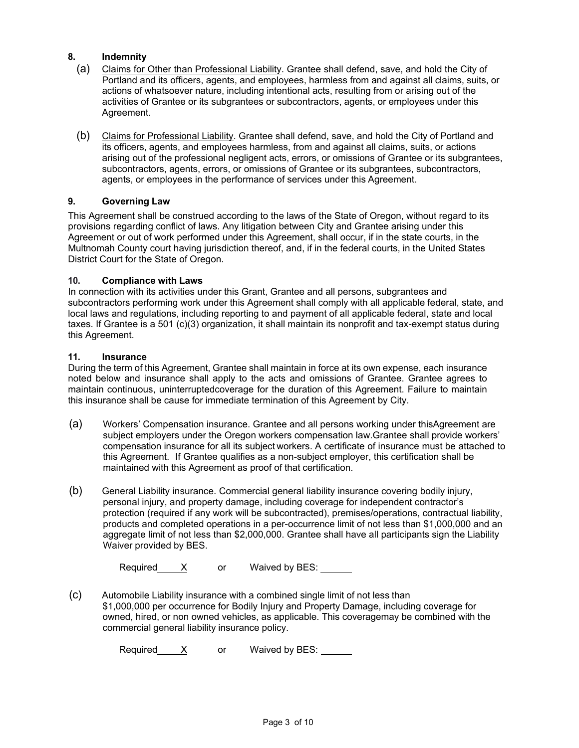## 8. Indemnity

(a) Claims for Other than Professional Liability. Grantee shall defend, save, and hold the City of Portland and its officers, agents, and employees, harmless from and against all claims, suits, or actions of whatsoever nature, including intentional acts, resulting from or arising out of the activities of Grantee or its subgrantees or subcontractors, agents, or employees under this Agreement.

(b) Claims for Professional Liability. Grantee shall defend, save, and hold the City of Portland and its officers, agents, and employees harmless, from and against all claims, suits, or actions arising out of the professional negligent acts, errors, or omissions of Grantee or its subgrantees, subcontractors, agents, errors, or omissions of Grantee or its subgrantees, subcontractors, agents, or employees in the performance of services under this Agreement.

## 9. Governing Law

This Agreement shall be construed according to the laws of the State of Oregon, without regard to its provisions regarding conflict of laws. Any litigation between City and Grantee arising under this Agreement or out of work performed under this Agreement, shall occur, if in the state courts, in the Multnomah County court having jurisdiction thereof, and, if in the federal courts, in the United States District Court for the State of Oregon.

## 10. Compliance with Laws

In connection with its activities under this Grant, Grantee and all persons, subgrantees and subcontractors performing work under this Agreement shall comply with all applicable federal, state, and local laws and regulations, including reporting to and payment of all applicable federal, state and local taxes. If Grantee is a 501 (c)(3) organization, it shall maintain its nonprofit and tax-exempt status during this Agreement.

## 11. Insurance

During the term of this Agreement, Grantee shall maintain in force at its own expense, each insurance noted below and insurance shall apply to the acts and omissions of Grantee. Grantee agrees to maintain continuous, uninterruptedcoverage for the duration of this Agreement. Failure to maintain this insurance shall be cause for immediate termination of this Agreement by City.

(a) Workers' Compensation insurance. Grantee and all persons working under thisAgreement are subject employers under the Oregon workers compensation law.Grantee shall provide workers' compensation insurance for all its subject workers. A certificate of insurance must be attached to this Agreement. If Grantee qualifies as a non-subject employer, this certification shall be maintained with this Agreement as proof of that certification.

(b) General Liability insurance. Commercial general liability insurance covering bodily injury, personal injury, and property damage, including coverage for independent contractor's protection (required if any work will be subcontracted), premises/operations, contractual liability, products and completed operations in a per-occurrence limit of not less than $1,000,000 and an aggregate limit of not less than $2,000,000. Grantee shall have all participants sign the Liability Waiver provided by BES.

Required____X____ or Waived by BES: ______

(c) Automobile Liability insurance with a combined single limit of not less than $1,000,000 per occurrence for Bodily Injury and Property Damage, including coverage for owned, hired, or non owned vehicles, as applicable. This coveragemay be combined with the commercial general liability insurance policy.

Required____X____ or Waived by BES: ______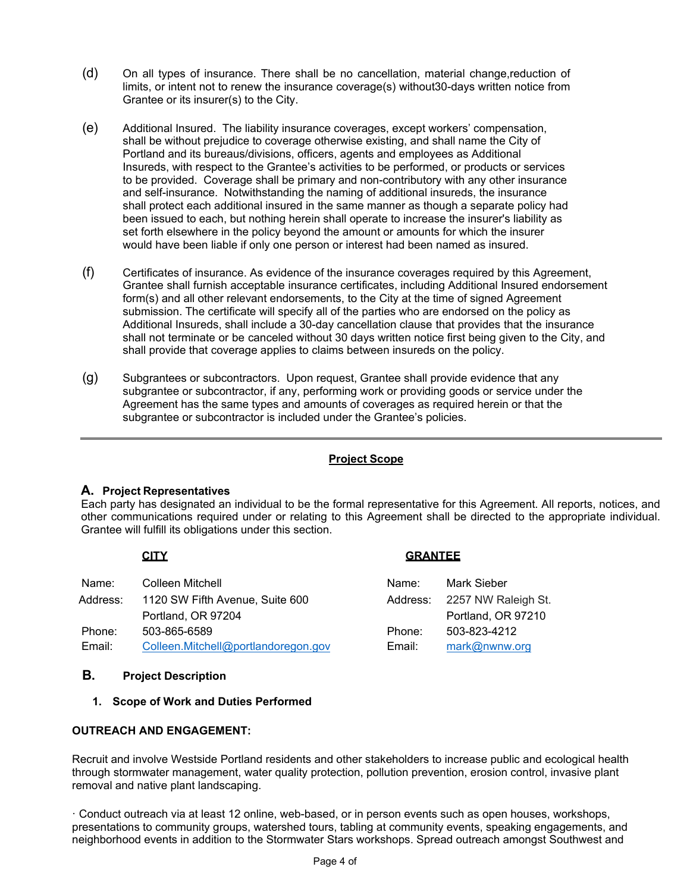(d) On all types of insurance. There shall be no cancellation, material change,reduction of limits, or intent not to renew the insurance coverage(s) without30-days written notice from Grantee or its insurer(s) to the City.

(e) Additional Insured. The liability insurance coverages, except workers' compensation, shall be without prejudice to coverage otherwise existing, and shall name the City of Portland and its bureaus/divisions, officers, agents and employees as Additional Insureds, with respect to the Grantee's activities to be performed, or products or services to be provided. Coverage shall be primary and non-contributory with any other insurance and self-insurance. Notwithstanding the naming of additional insureds, the insurance shall protect each additional insured in the same manner as though a separate policy had been issued to each, but nothing herein shall operate to increase the insurer's liability as set forth elsewhere in the policy beyond the amount or amounts for which the insurer would have been liable if only one person or interest had been named as insured.

(f) Certificates of insurance. As evidence of the insurance coverages required by this Agreement, Grantee shall furnish acceptable insurance certificates, including Additional Insured endorsement form(s) and all other relevant endorsements, to the City at the time of signed Agreement submission. The certificate will specify all of the parties who are endorsed on the policy as Additional Insureds, shall include a 30-day cancellation clause that provides that the insurance shall not terminate or be canceled without 30 days written notice first being given to the City, and shall provide that coverage applies to claims between insureds on the policy.

(g) Subgrantees or subcontractors. Upon request, Grantee shall provide evidence that any subgrantee or subcontractor, if any, performing work or providing goods or service under the Agreement has the same types and amounts of coverages as required herein or that the subgrantee or subcontractor is included under the Grantee's policies.

---

## Project Scope

### A. Project Representatives

Each party has designated an individual to be the formal representative for this Agreement. All reports, notices, and other communications required under or relating to this Agreement shall be directed to the appropriate individual. Grantee will fulfill its obligations under this section.

**CITY**

| | |
|---|---|
| Name: | Colleen Mitchell |
| Address: | 1120 SW Fifth Avenue, Suite 600<br>Portland, OR 97204 |
| Phone: | 503-865-6589 |
| Email: | Colleen.Mitchell@portlandoregon.gov |

**GRANTEE**

| | |
|---|---|
| Name: | Mark Sieber |
| Address: | 2257 NW Raleigh St.<br>Portland, OR 97210 |
| Phone: | 503-823-4212 |
| Email: | mark@nwnw.org |

### B. Project Description

#### 1. Scope of Work and Duties Performed

**OUTREACH AND ENGAGEMENT:**

Recruit and involve Westside Portland residents and other stakeholders to increase public and ecological health through stormwater management, water quality protection, pollution prevention, erosion control, invasive plant removal and native plant landscaping.

· Conduct outreach via at least 12 online, web-based, or in person events such as open houses, workshops, presentations to community groups, watershed tours, tabling at community events, speaking engagements, and neighborhood events in addition to the Stormwater Stars workshops. Spread outreach amongst Southwest and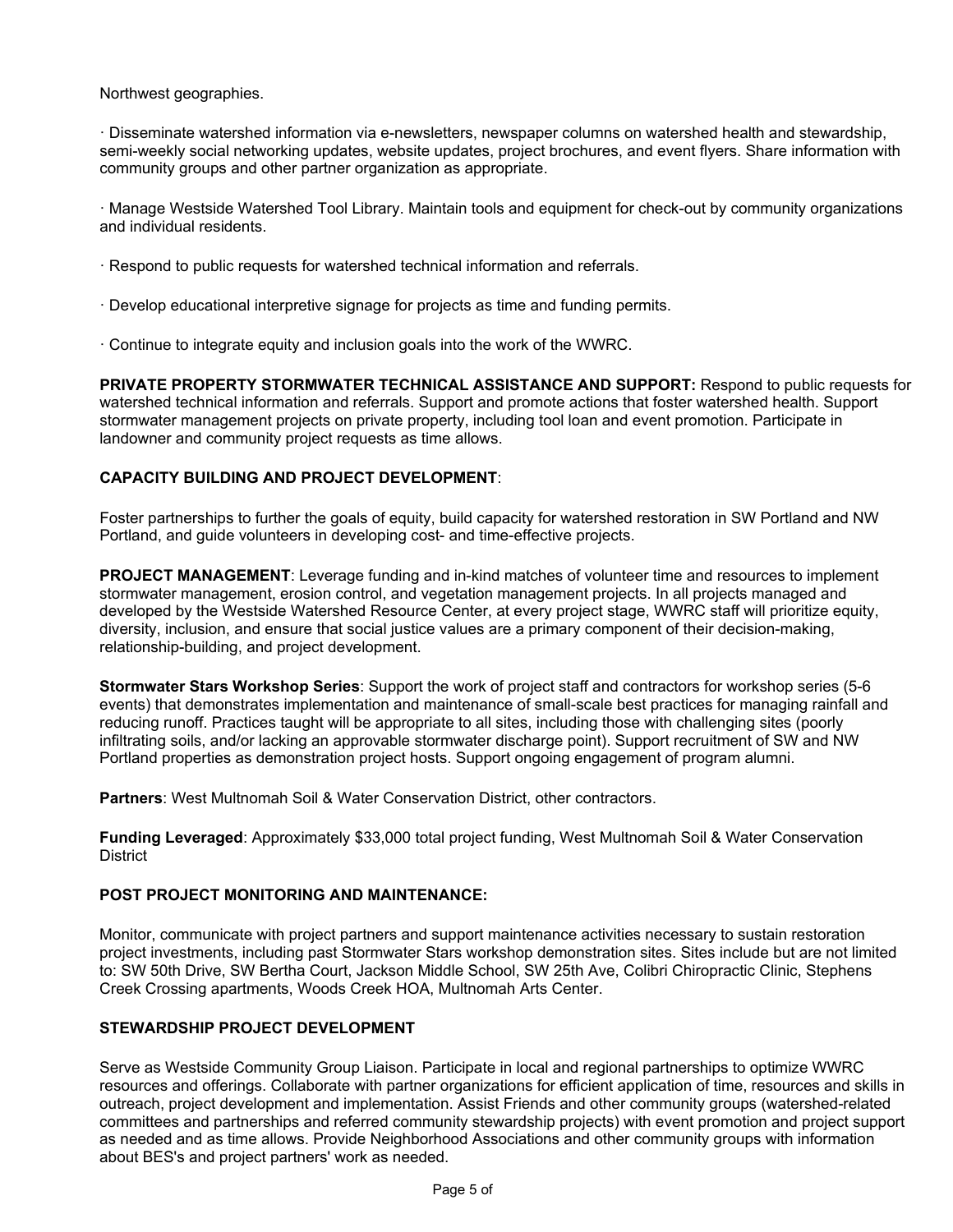Northwest geographies.

· Disseminate watershed information via e-newsletters, newspaper columns on watershed health and stewardship, semi-weekly social networking updates, website updates, project brochures, and event flyers. Share information with community groups and other partner organization as appropriate.

· Manage Westside Watershed Tool Library. Maintain tools and equipment for check-out by community organizations and individual residents.

· Respond to public requests for watershed technical information and referrals.

· Develop educational interpretive signage for projects as time and funding permits.

· Continue to integrate equity and inclusion goals into the work of the WWRC.

**PRIVATE PROPERTY STORMWATER TECHNICAL ASSISTANCE AND SUPPORT:** Respond to public requests for watershed technical information and referrals. Support and promote actions that foster watershed health. Support stormwater management projects on private property, including tool loan and event promotion. Participate in landowner and community project requests as time allows.

**CAPACITY BUILDING AND PROJECT DEVELOPMENT**:

Foster partnerships to further the goals of equity, build capacity for watershed restoration in SW Portland and NW Portland, and guide volunteers in developing cost- and time-effective projects.

**PROJECT MANAGEMENT**: Leverage funding and in-kind matches of volunteer time and resources to implement stormwater management, erosion control, and vegetation management projects. In all projects managed and developed by the Westside Watershed Resource Center, at every project stage, WWRC staff will prioritize equity, diversity, inclusion, and ensure that social justice values are a primary component of their decision-making, relationship-building, and project development.

**Stormwater Stars Workshop Series**: Support the work of project staff and contractors for workshop series (5-6 events) that demonstrates implementation and maintenance of small-scale best practices for managing rainfall and reducing runoff. Practices taught will be appropriate to all sites, including those with challenging sites (poorly infiltrating soils, and/or lacking an approvable stormwater discharge point). Support recruitment of SW and NW Portland properties as demonstration project hosts. Support ongoing engagement of program alumni.

**Partners**: West Multnomah Soil & Water Conservation District, other contractors.

**Funding Leveraged**: Approximately $33,000 total project funding, West Multnomah Soil & Water Conservation District

**POST PROJECT MONITORING AND MAINTENANCE:**

Monitor, communicate with project partners and support maintenance activities necessary to sustain restoration project investments, including past Stormwater Stars workshop demonstration sites. Sites include but are not limited to: SW 50th Drive, SW Bertha Court, Jackson Middle School, SW 25th Ave, Colibri Chiropractic Clinic, Stephens Creek Crossing apartments, Woods Creek HOA, Multnomah Arts Center.

**STEWARDSHIP PROJECT DEVELOPMENT**

Serve as Westside Community Group Liaison. Participate in local and regional partnerships to optimize WWRC resources and offerings. Collaborate with partner organizations for efficient application of time, resources and skills in outreach, project development and implementation. Assist Friends and other community groups (watershed-related committees and partnerships and referred community stewardship projects) with event promotion and project support as needed and as time allows. Provide Neighborhood Associations and other community groups with information about BES's and project partners' work as needed.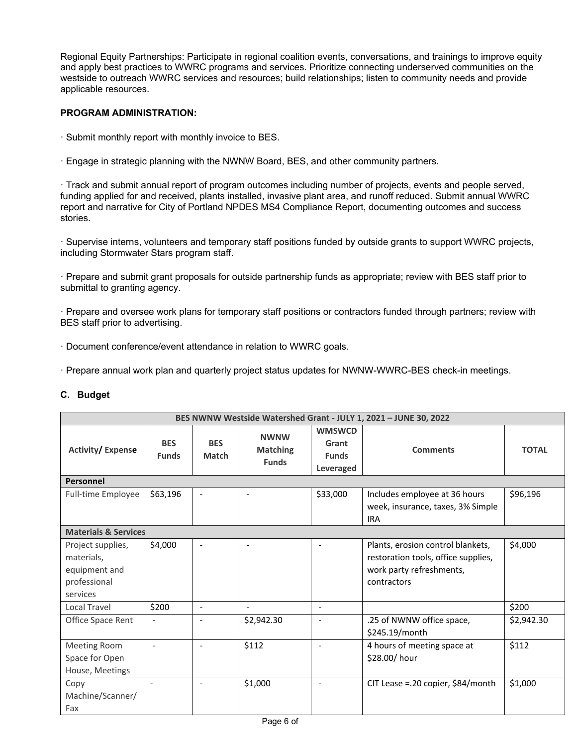Regional Equity Partnerships: Participate in regional coalition events, conversations, and trainings to improve equity and apply best practices to WWRC programs and services. Prioritize connecting underserved communities on the westside to outreach WWRC services and resources; build relationships; listen to community needs and provide applicable resources.

**PROGRAM ADMINISTRATION:**

· Submit monthly report with monthly invoice to BES.

· Engage in strategic planning with the NWNW Board, BES, and other community partners.

· Track and submit annual report of program outcomes including number of projects, events and people served, funding applied for and received, plants installed, invasive plant area, and runoff reduced. Submit annual WWRC report and narrative for City of Portland NPDES MS4 Compliance Report, documenting outcomes and success stories.

· Supervise interns, volunteers and temporary staff positions funded by outside grants to support WWRC projects, including Stormwater Stars program staff.

· Prepare and submit grant proposals for outside partnership funds as appropriate; review with BES staff prior to submittal to granting agency.

· Prepare and oversee work plans for temporary staff positions or contractors funded through partners; review with BES staff prior to advertising.

· Document conference/event attendance in relation to WWRC goals.

· Prepare annual work plan and quarterly project status updates for NWNW-WWRC-BES check-in meetings.

### C. Budget

| BES NWNW Westside Watershed Grant - JULY 1, 2021 – JUNE 30, 2022 | | | | | | |
|---|---|---|---|---|---|---|
| **Activity/ Expense** | **BES Funds** | **BES Match** | **NWNW Matching Funds** | **WMSWCD Grant Funds Leveraged** | **Comments** | **TOTAL** |
| **Personnel** | | | | | | |
| Full-time Employee | $63,196 | - | - | $33,000 | Includes employee at 36 hours week, insurance, taxes, 3% Simple IRA | $96,196 |
| **Materials & Services** | | | | | | |
| Project supplies, materials, equipment and professional services | $4,000 | - | - | - | Plants, erosion control blankets, restoration tools, office supplies, work party refreshments, contractors | $4,000 |
| Local Travel | $200 | - | - | - | | $200 |
| Office Space Rent | - | - | $2,942.30 | - | .25 of NWNW office space, $245.19/month | $2,942.30 |
| Meeting Room Space for Open House, Meetings | - | - | $112 | - | 4 hours of meeting space at $28.00/ hour | $112 |
| Copy Machine/Scanner/ Fax | - | - | $1,000 | - | CIT Lease =.20 copier, $84/month | $1,000 |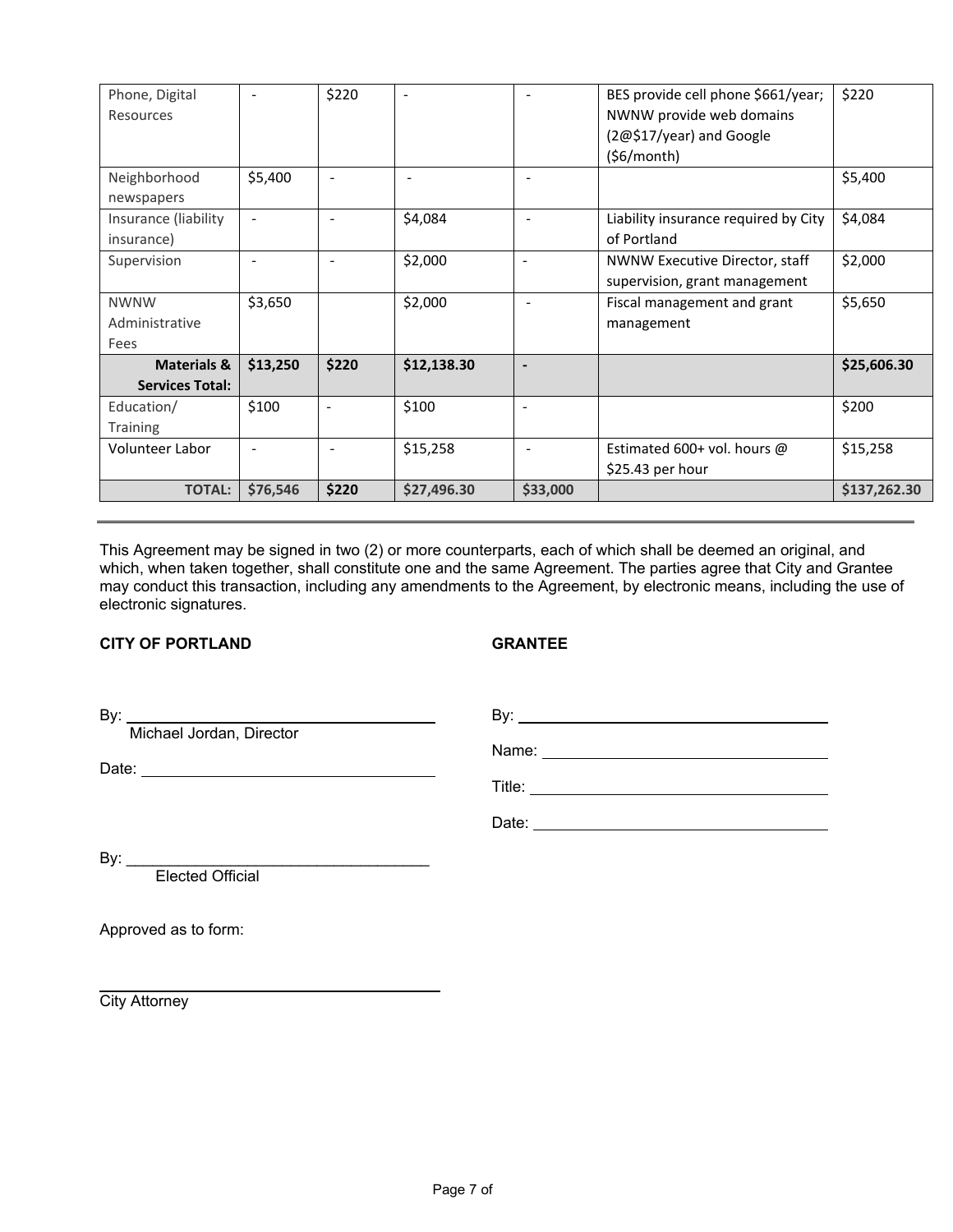| Phone, Digital Resources | - | $220 | - | - | BES provide cell phone $661/year; NWNW provide web domains (2@$17/year) and Google ($6/month) | $220 |
|---|---|---|---|---|---|---|
| Neighborhood newspapers | $5,400 | - | - | - | | $5,400 |
| Insurance (liability insurance) | - | - | $4,084 | - | Liability insurance required by City of Portland | $4,084 |
| Supervision | - | - | $2,000 | - | NWNW Executive Director, staff supervision, grant management | $2,000 |
| NWNW Administrative Fees | $3,650 | | $2,000 | - | Fiscal management and grant management | $5,650 |
| **Materials & Services Total:** | **$13,250** | **$220** | **$12,138.30** | **-** | | **$25,606.30** |
| Education/ Training | $100 | - | $100 | - | | $200 |
| Volunteer Labor | - | - | $15,258 | - | Estimated 600+ vol. hours @ $25.43 per hour | $15,258 |
| **TOTAL:** | **$76,546** | **$220** | **$27,496.30** | **$33,000** | | **$137,262.30** |

---

This Agreement may be signed in two (2) or more counterparts, each of which shall be deemed an original, and which, when taken together, shall constitute one and the same Agreement. The parties agree that City and Grantee may conduct this transaction, including any amendments to the Agreement, by electronic means, including the use of electronic signatures.

**CITY OF PORTLAND**

By: ________________________________
Michael Jordan, Director

Date: ______________________________

By: ________________________________
Elected Official

Approved as to form:

________________________________
City Attorney

**GRANTEE**

By: ________________________________

Name: ______________________________

Title: _______________________________

Date: ______________________________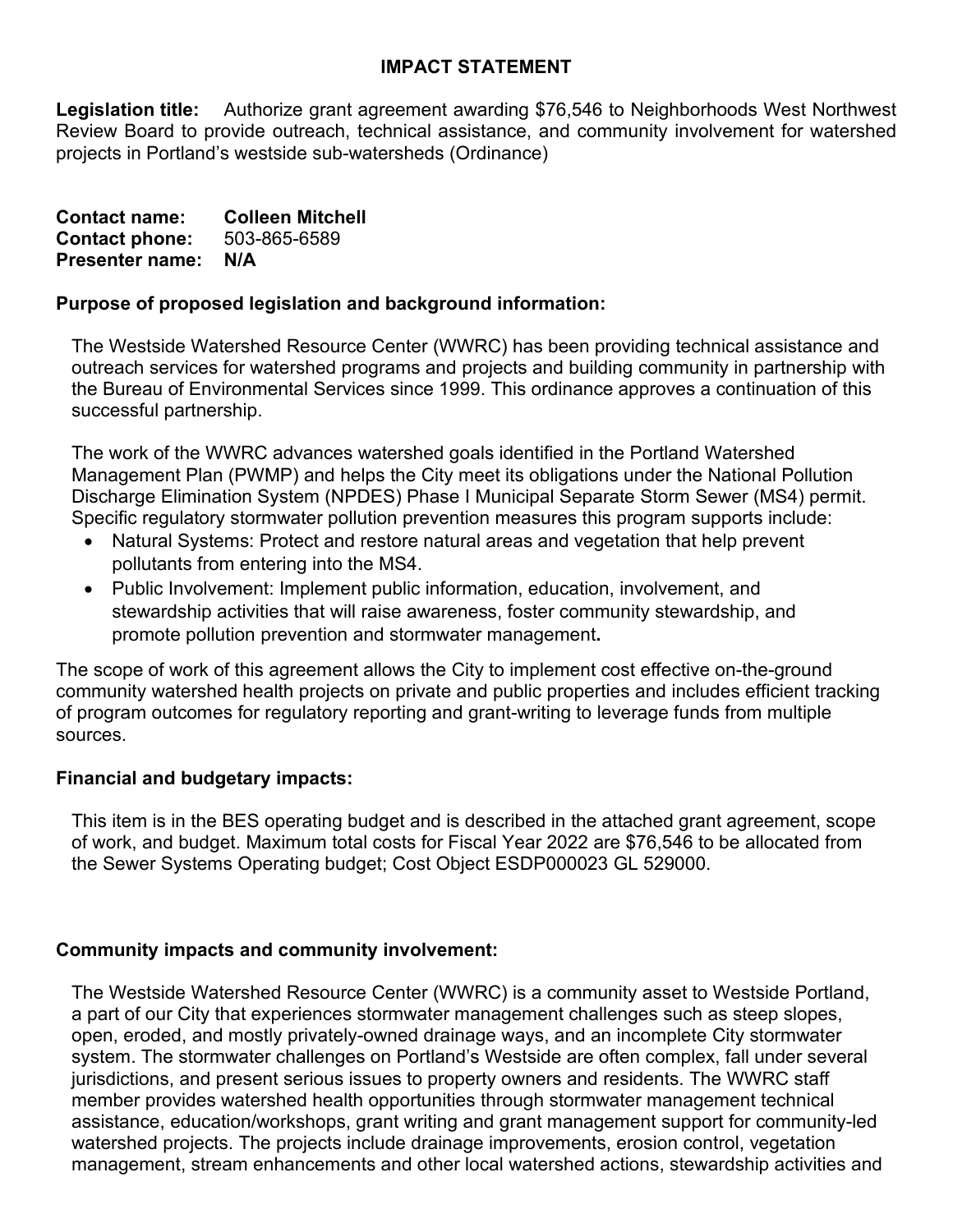# IMPACT STATEMENT

**Legislation title:** Authorize grant agreement awarding $76,546 to Neighborhoods West Northwest Review Board to provide outreach, technical assistance, and community involvement for watershed projects in Portland's westside sub-watersheds (Ordinance)

**Contact name:** **Colleen Mitchell**
**Contact phone:** 503-865-6589
**Presenter name:** **N/A**

## Purpose of proposed legislation and background information:

The Westside Watershed Resource Center (WWRC) has been providing technical assistance and outreach services for watershed programs and projects and building community in partnership with the Bureau of Environmental Services since 1999. This ordinance approves a continuation of this successful partnership.

The work of the WWRC advances watershed goals identified in the Portland Watershed Management Plan (PWMP) and helps the City meet its obligations under the National Pollution Discharge Elimination System (NPDES) Phase I Municipal Separate Storm Sewer (MS4) permit. Specific regulatory stormwater pollution prevention measures this program supports include:

- Natural Systems: Protect and restore natural areas and vegetation that help prevent pollutants from entering into the MS4.
- Public Involvement: Implement public information, education, involvement, and stewardship activities that will raise awareness, foster community stewardship, and promote pollution prevention and stormwater management.

The scope of work of this agreement allows the City to implement cost effective on-the-ground community watershed health projects on private and public properties and includes efficient tracking of program outcomes for regulatory reporting and grant-writing to leverage funds from multiple sources.

## Financial and budgetary impacts:

This item is in the BES operating budget and is described in the attached grant agreement, scope of work, and budget. Maximum total costs for Fiscal Year 2022 are $76,546 to be allocated from the Sewer Systems Operating budget; Cost Object ESDP000023 GL 529000.

## Community impacts and community involvement:

The Westside Watershed Resource Center (WWRC) is a community asset to Westside Portland, a part of our City that experiences stormwater management challenges such as steep slopes, open, eroded, and mostly privately-owned drainage ways, and an incomplete City stormwater system. The stormwater challenges on Portland's Westside are often complex, fall under several jurisdictions, and present serious issues to property owners and residents. The WWRC staff member provides watershed health opportunities through stormwater management technical assistance, education/workshops, grant writing and grant management support for community-led watershed projects. The projects include drainage improvements, erosion control, vegetation management, stream enhancements and other local watershed actions, stewardship activities and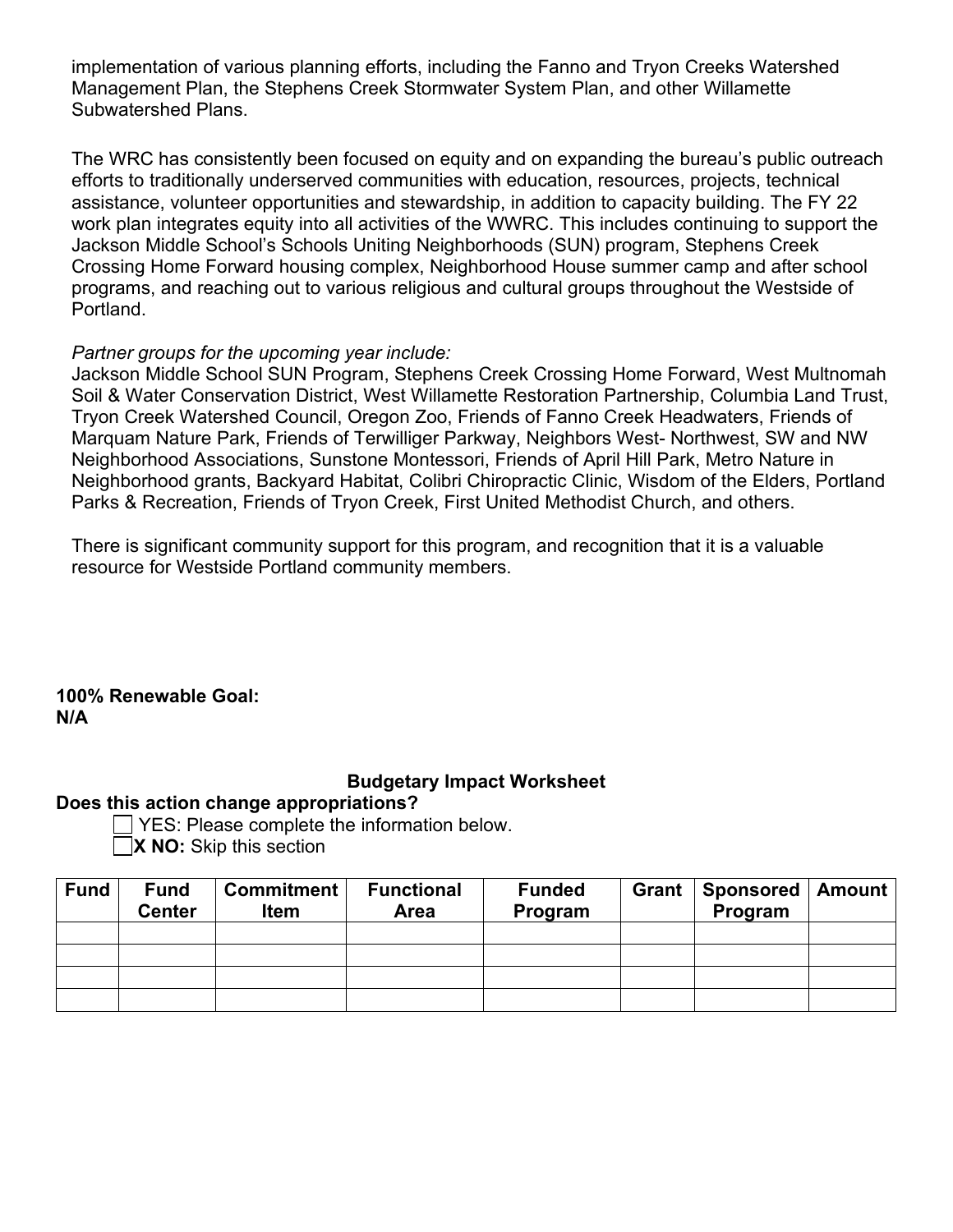implementation of various planning efforts, including the Fanno and Tryon Creeks Watershed Management Plan, the Stephens Creek Stormwater System Plan, and other Willamette Subwatershed Plans.

The WRC has consistently been focused on equity and on expanding the bureau's public outreach efforts to traditionally underserved communities with education, resources, projects, technical assistance, volunteer opportunities and stewardship, in addition to capacity building. The FY 22 work plan integrates equity into all activities of the WWRC. This includes continuing to support the Jackson Middle School's Schools Uniting Neighborhoods (SUN) program, Stephens Creek Crossing Home Forward housing complex, Neighborhood House summer camp and after school programs, and reaching out to various religious and cultural groups throughout the Westside of Portland.

*Partner groups for the upcoming year include:*
Jackson Middle School SUN Program, Stephens Creek Crossing Home Forward, West Multnomah Soil & Water Conservation District, West Willamette Restoration Partnership, Columbia Land Trust, Tryon Creek Watershed Council, Oregon Zoo, Friends of Fanno Creek Headwaters, Friends of Marquam Nature Park, Friends of Terwilliger Parkway, Neighbors West- Northwest, SW and NW Neighborhood Associations, Sunstone Montessori, Friends of April Hill Park, Metro Nature in Neighborhood grants, Backyard Habitat, Colibri Chiropractic Clinic, Wisdom of the Elders, Portland Parks & Recreation, Friends of Tryon Creek, First United Methodist Church, and others.

There is significant community support for this program, and recognition that it is a valuable resource for Westside Portland community members.

**100% Renewable Goal:**
**N/A**

**Budgetary Impact Worksheet**

**Does this action change appropriations?**

☐ YES: Please complete the information below.

☐ **X NO:** Skip this section

| Fund | Fund Center | Commitment Item | Functional Area | Funded Program | Grant | Sponsored Program | Amount |
|---|---|---|---|---|---|---|---|
| | | | | | | | |
| | | | | | | | |
| | | | | | | | |
| | | | | | | | |